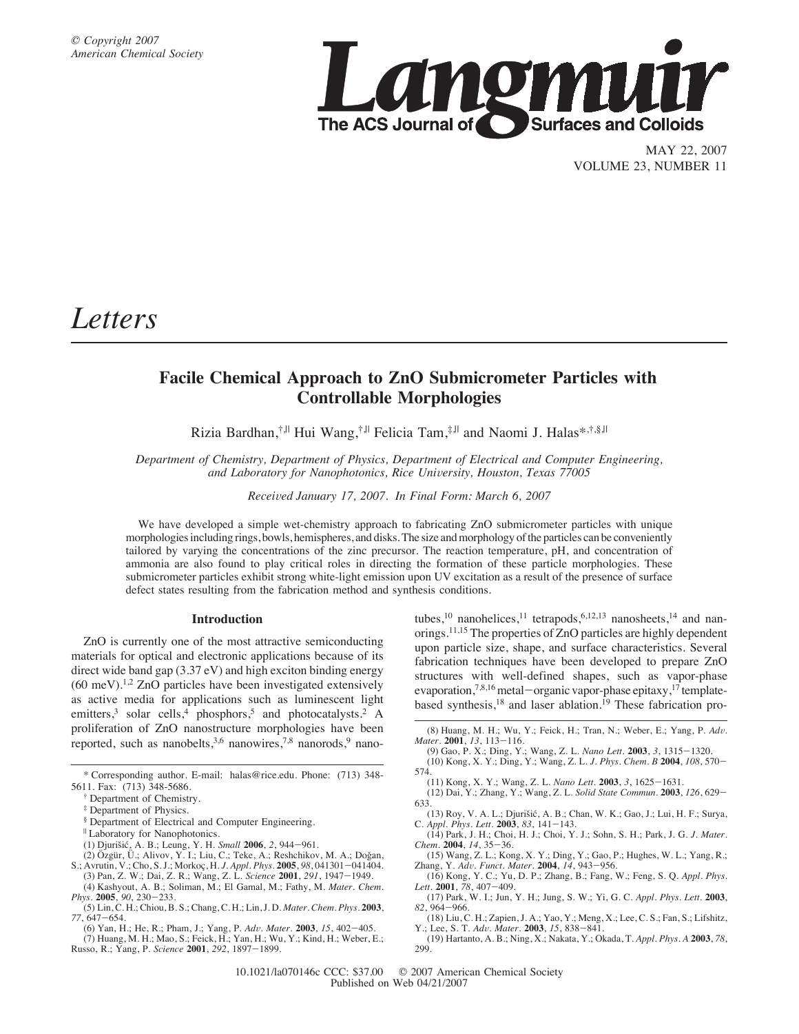# Letters

## Facile Chemical Approach to ZnO Submicrometer Particles with Controllable Morphologies

Rizia Bardhan,[†,∥] Hui Wang,[†,∥] Felicia Tam,[‡,∥] and Naomi J. Halas*,[†,§,∥]

*Department of Chemistry, Department of Physics, Department of Electrical and Computer Engineering, and Laboratory for Nanophotonics, Rice University, Houston, Texas 77005*

*Received January 17, 2007. In Final Form: March 6, 2007*

We have developed a simple wet-chemistry approach to fabricating ZnO submicrometer particles with unique morphologies including rings, bowls, hemispheres, and disks. The size and morphology of the particles can be conveniently tailored by varying the concentrations of the zinc precursor. The reaction temperature, pH, and concentration of ammonia are also found to play critical roles in directing the formation of these particle morphologies. These submicrometer particles exhibit strong white-light emission upon UV excitation as a result of the presence of surface defect states resulting from the fabrication method and synthesis conditions.

### Introduction

ZnO is currently one of the most attractive semiconducting materials for optical and electronic applications because of its direct wide band gap (3.37 eV) and high exciton binding energy (60 meV).[1,2] ZnO particles have been investigated extensively as active media for applications such as luminescent light emitters,[3] solar cells,[4] phosphors,[5] and photocatalysts.[2] A proliferation of ZnO nanostructure morphologies have been reported, such as nanobelts,[3,6] nanowires,[7,8] nanorods,[9] nanotubes,[10] nanohelices,[11] tetrapods,[6,12,13] nanosheets,[14] and nanorings.[11,15] The properties of ZnO particles are highly dependent upon particle size, shape, and surface characteristics. Several fabrication techniques have been developed to prepare ZnO structures with well-defined shapes, such as vapor-phase evaporation,[7,8,16] metal−organic vapor-phase epitaxy,[17] template-based synthesis,[18] and laser ablation.[19] These fabrication pro-

\* Corresponding author. E-mail: halas@rice.edu. Phone: (713) 348-5611. Fax: (713) 348-5686.

† Department of Chemistry.

‡ Department of Physics.

§ Department of Electrical and Computer Engineering.

∥ Laboratory for Nanophotonics.

(1) Djurišić, A. B.; Leung, Y. H. *Small* **2006**, *2*, 944−961.

(2) Özgür, Ü.; Alivov, Y. I.; Liu, C.; Teke, A.; Reshchikov, M. A.; Doğan, S.; Avrutin, V.; Cho, S. J.; Morkoç, H. *J. Appl. Phys.* **2005**, *98*, 041301−041404.

(3) Pan, Z. W.; Dai, Z. R.; Wang, Z. L. *Science* **2001**, *291*, 1947−1949.

(4) Kashyout, A. B.; Soliman, M.; El Gamal, M.; Fathy, M. *Mater. Chem. Phys.* **2005**, *90*, 230−233.

(5) Lin, C. H.; Chiou, B. S.; Chang, C. H.; Lin, J. D. *Mater. Chem. Phys.* **2003**, *77*, 647−654.

(6) Yan, H.; He, R.; Pham, J.; Yang, P. *Adv. Mater.* **2003**, *15*, 402−405.

(7) Huang, M. H.; Mao, S.; Feick, H.; Yan, H.; Wu, Y.; Kind, H.; Weber, E.; Russo, R.; Yang, P. *Science* **2001**, *292*, 1897−1899.

(8) Huang, M. H.; Wu, Y.; Feick, H.; Tran, N.; Weber, E.; Yang, P. *Adv. Mater.* **2001**, *13*, 113−116.

(9) Gao, P. X.; Ding, Y.; Wang, Z. L. *Nano Lett.* **2003**, *3*, 1315−1320.

(10) Kong, X. Y.; Ding, Y.; Wang, Z. L. *J. Phys. Chem. B* **2004**, *108*, 570−574.

(11) Kong, X. Y.; Wang, Z. L. *Nano Lett.* **2003**, *3*, 1625−1631.

(12) Dai, Y.; Zhang, Y.; Wang, Z. L. *Solid State Commun.* **2003**, *126*, 629−633.

(13) Roy, V. A. L.; Djurišić, A. B.; Chan, W. K.; Gao, J.; Lui, H. F.; Surya, C. *Appl. Phys. Lett.* **2003**, *83*, 141−143.

(14) Park, J. H.; Choi, H. J.; Choi, Y. J.; Sohn, S. H.; Park, J. G. *J. Mater. Chem.* **2004**, *14*, 35−36.

(15) Wang, Z. L.; Kong, X. Y.; Ding, Y.; Gao, P.; Hughes, W. L.; Yang, R.; Zhang, Y. *Adv. Funct. Mater.* **2004**, *14*, 943−956.

(16) Kong, Y. C.; Yu, D. P.; Zhang, B.; Fang, W.; Feng, S. Q. *Appl. Phys. Lett.* **2001**, *78*, 407−409.

(17) Park, W. I.; Jun, Y. H.; Jung, S. W.; Yi, G. C. *Appl. Phys. Lett.* **2003**, *82*, 964−966.

(18) Liu, C. H.; Zapien, J. A.; Yao, Y.; Meng, X.; Lee, C. S.; Fan, S.; Lifshitz, Y.; Lee, S. T. *Adv. Mater.* **2003**, *15*, 838−841.

(19) Hartanto, A. B.; Ning, X.; Nakata, Y.; Okada, T. *Appl. Phys. A* **2003**, *78*, 299.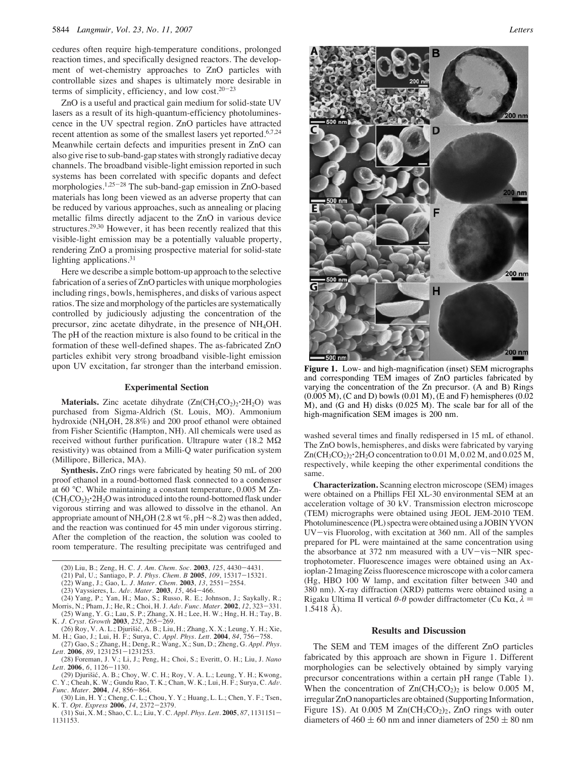cedures often require high-temperature conditions, prolonged reaction times, and specifically designed reactors. The development of wet-chemistry approaches to ZnO particles with controllable sizes and shapes is ultimately more desirable in terms of simplicity, efficiency, and low cost.[20−23]

ZnO is a useful and practical gain medium for solid-state UV lasers as a result of its high-quantum-efficiency photoluminescence in the UV spectral region. ZnO particles have attracted recent attention as some of the smallest lasers yet reported.[6,7,24] Meanwhile certain defects and impurities present in ZnO can also give rise to sub-band-gap states with strongly radiative decay channels. The broadband visible-light emission reported in such systems has been correlated with specific dopants and defect morphologies.[1,25−28] The sub-band-gap emission in ZnO-based materials has long been viewed as an adverse property that can be reduced by various approaches, such as annealing or placing metallic films directly adjacent to the ZnO in various device structures.[29,30] However, it has been recently realized that this visible-light emission may be a potentially valuable property, rendering ZnO a promising prospective material for solid-state lighting applications.[31]

Here we describe a simple bottom-up approach to the selective fabrication of a series of ZnO particles with unique morphologies including rings, bowls, hemispheres, and disks of various aspect ratios. The size and morphology of the particles are systematically controlled by judiciously adjusting the concentration of the precursor, zinc acetate dihydrate, in the presence of $NH_4OH$. The pH of the reaction mixture is also found to be critical in the formation of these well-defined shapes. The as-fabricated ZnO particles exhibit very strong broadband visible-light emission upon UV excitation, far stronger than the interband emission.

## Experimental Section

**Materials.** Zinc acetate dihydrate ($Zn(CH_3CO_2)_2{\cdot}2H_2O$) was purchased from Sigma-Aldrich (St. Louis, MO). Ammonium hydroxide ($NH_4OH$, 28.8%) and 200 proof ethanol were obtained from Fisher Scientific (Hampton, NH). All chemicals were used as received without further purification. Ultrapure water (18.2 MΩ resistivity) was obtained from a Milli-Q water purification system (Millipore, Billerica, MA).

**Synthesis.** ZnO rings were fabricated by heating 50 mL of 200 proof ethanol in a round-bottomed flask connected to a condenser at 60 °C. While maintaining a constant temperature, 0.005 M $Zn(CH_3CO_2)_2{\cdot}2H_2O$ was introduced into the round-bottomed flask under vigorous stirring and was allowed to dissolve in the ethanol. An appropriate amount of $NH_4OH$ (2.8 wt %, pH ~8.2) was then added, and the reaction was continued for 45 min under vigorous stirring. After the completion of the reaction, the solution was cooled to room temperature. The resulting precipitate was centrifuged and washed several times and finally redispersed in 15 mL of ethanol. The ZnO bowls, hemispheres, and disks were fabricated by varying $Zn(CH_3CO_2)_2{\cdot}2H_2O$ concentration to 0.01 M, 0.02 M, and 0.025 M, respectively, while keeping the other experimental conditions the same.

**Characterization.** Scanning electron microscope (SEM) images were obtained on a Phillips FEI XL-30 environmental SEM at an acceleration voltage of 30 kV. Transmission electron microscope (TEM) micrographs were obtained using JEOL JEM-2010 TEM. Photoluminescence (PL) spectra were obtained using a JOBIN YVON UV−vis Fluorolog, with excitation at 360 nm. All of the samples prepared for PL were maintained at the same concentration using the absorbance at 372 nm measured with a UV−vis−NIR spectrophotometer. Fluorescence images were obtained using an Axioplan-2 Imaging Zeiss fluorescence microscope with a color camera (Hg, HBO 100 W lamp, and excitation filter between 340 and 380 nm). X-ray diffraction (XRD) patterns were obtained using a Rigaku Ultima II vertical θ-θ powder diffractometer (Cu Kα, $\lambda$ = 1.5418 Å).

**Figure 1.** Low- and high-magnification (inset) SEM micrographs and corresponding TEM images of ZnO particles fabricated by varying the concentration of the Zn precursor. (A and B) Rings (0.005 M), (C and D) bowls (0.01 M), (E and F) hemispheres (0.02 M), and (G and H) disks (0.025 M). The scale bar for all of the high-magnification SEM images is 200 nm.

## Results and Discussion

The SEM and TEM images of the different ZnO particles fabricated by this approach are shown in Figure 1. Different morphologies can be selectively obtained by simply varying precursor concentrations within a certain pH range (Table 1). When the concentration of $Zn(CH_3CO_2)_2$ is below 0.005 M, irregular ZnO nanoparticles are obtained (Supporting Information, Figure 1S). At 0.005 M $Zn(CH_3CO_2)_2$, ZnO rings with outer diameters of 460 ± 60 nm and inner diameters of 250 ± 80 nm

(20) Liu, B.; Zeng, H. C. *J. Am. Chem. Soc.* **2003**, *125*, 4430−4431.
(21) Pal, U.; Santiago, P. *J. Phys. Chem. B* **2005**, *109*, 15317−15321.
(22) Wang, J.; Gao, L. *J. Mater. Chem.* **2003**, *13*, 2551−2554.
(23) Vayssieres, L. *Adv. Mater.* **2003**, *15*, 464−466.
(24) Yang, P.; Yan, H.; Mao, S.; Russo, R. E.; Johnson, J.; Saykally, R.; Morris, N.; Pham, J.; He, R.; Choi, H. J. *Adv. Func. Mater.* **2002**, *12*, 323−331.
(25) Wang, Y. G.; Lau, S. P.; Zhang, X. H.; Lee, H. W.; Hng, H. H.; Tay, B. K. *J. Cryst. Growth* **2003**, *252*, 265−269.
(26) Roy, V. A. L.; Djurišić, A. B.; Liu, H.; Zhang, X. X.; Leung, Y. H.; Xie, M. H.; Gao, J.; Lui, H. F.; Surya, C. *Appl. Phys. Lett.* **2004**, *84*, 756−758.
(27) Gao, S.; Zhang, H.; Deng, R.; Wang, X.; Sun, D.; Zheng, G. *Appl. Phys. Lett.* **2006**, *89*, 1231251−1231253.
(28) Foreman, J. V.; Li, J.; Peng, H.; Choi, S.; Everitt, O. H.; Liu, J. *Nano Lett.* **2006**, *6*, 1126−1130.
(29) Djurišić, A. B.; Choy, W. C. H.; Roy, V. A. L.; Leung, Y. H.; Kwong, C. Y.; Cheah, K. W.; Gundu Rao, T. K.; Chan, W. K.; Lui, H. F.; Surya, C. *Adv. Func. Mater.* **2004**, *14*, 856−864.
(30) Lin, H. Y.; Cheng, C. L.; Chou, Y. Y.; Huang, L. L.; Chen, Y. F.; Tsen, K. T. *Opt. Express* **2006**, *14*, 2372−2379.
(31) Sui, X. M.; Shao, C. L.; Liu, Y. C. *Appl. Phys. Lett.* **2005**, *87*, 1131151−1131153.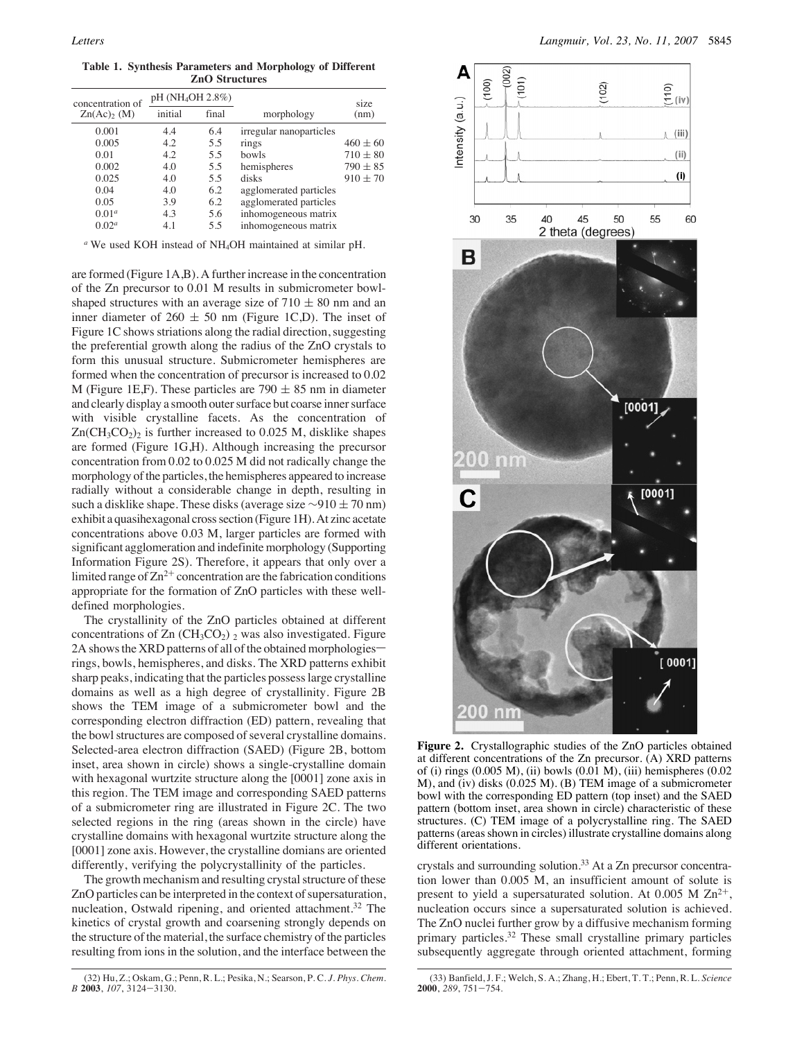**Table 1. Synthesis Parameters and Morphology of Different ZnO Structures**

| concentration of $Zn(Ac)_2$ (M) | pH ($NH_4OH$ 2.8%) initial | final | morphology | size (nm) |
|---|---|---|---|---|
| 0.001 | 4.4 | 6.4 | irregular nanoparticles | |
| 0.005 | 4.2 | 5.5 | rings | $460 \pm 60$ |
| 0.01 | 4.2 | 5.5 | bowls | $710 \pm 80$ |
| 0.002 | 4.0 | 5.5 | hemispheres | $790 \pm 85$ |
| 0.025 | 4.0 | 5.5 | disks | $910 \pm 70$ |
| 0.04 | 4.0 | 6.2 | agglomerated particles | |
| 0.05 | 3.9 | 6.2 | agglomerated particles | |
| 0.01[a] | 4.3 | 5.6 | inhomogeneous matrix | |
| 0.02[a] | 4.1 | 5.5 | inhomogeneous matrix | |

[a] We used KOH instead of $NH_4OH$ maintained at similar pH.

are formed (Figure 1A,B). A further increase in the concentration of the Zn precursor to 0.01 M results in submicrometer bowl-shaped structures with an average size of $710 \pm 80$ nm and an inner diameter of $260 \pm 50$ nm (Figure 1C,D). The inset of Figure 1C shows striations along the radial direction, suggesting the preferential growth along the radius of the ZnO crystals to form this unusual structure. Submicrometer hemispheres are formed when the concentration of precursor is increased to 0.02 M (Figure 1E,F). These particles are $790 \pm 85$ nm in diameter and clearly display a smooth outer surface but coarse inner surface with visible crystalline facets. As the concentration of $Zn(CH_3CO_2)_2$ is further increased to 0.025 M, disklike shapes are formed (Figure 1G,H). Although increasing the precursor concentration from 0.02 to 0.025 M did not radically change the morphology of the particles, the hemispheres appeared to increase radially without a considerable change in depth, resulting in such a disklike shape. These disks (average size $\sim 910 \pm 70$ nm) exhibit a quasihexagonal cross section (Figure 1H). At zinc acetate concentrations above 0.03 M, larger particles are formed with significant agglomeration and indefinite morphology (Supporting Information Figure 2S). Therefore, it appears that only over a limited range of $Zn^{2+}$ concentration are the fabrication conditions appropriate for the formation of ZnO particles with these well-defined morphologies.

The crystallinity of the ZnO particles obtained at different concentrations of Zn $(CH_3CO_2)_2$ was also investigated. Figure 2A shows the XRD patterns of all of the obtained morphologies—rings, bowls, hemispheres, and disks. The XRD patterns exhibit sharp peaks, indicating that the particles possess large crystalline domains as well as a high degree of crystallinity. Figure 2B shows the TEM image of a submicrometer bowl and the corresponding electron diffraction (ED) pattern, revealing that the bowl structures are composed of several crystalline domains. Selected-area electron diffraction (SAED) (Figure 2B, bottom inset, area shown in circle) shows a single-crystalline domain with hexagonal wurtzite structure along the [0001] zone axis in this region. The TEM image and corresponding SAED patterns of a submicrometer ring are illustrated in Figure 2C. The two selected regions in the ring (areas shown in the circle) have crystalline domains with hexagonal wurtzite structure along the [0001] zone axis. However, the crystalline domians are oriented differently, verifying the polycrystallinity of the particles.

The growth mechanism and resulting crystal structure of these ZnO particles can be interpreted in the context of supersaturation, nucleation, Ostwald ripening, and oriented attachment.[32] The kinetics of crystal growth and coarsening strongly depends on the structure of the material, the surface chemistry of the particles resulting from ions in the solution, and the interface between the crystals and surrounding solution.[33] At a Zn precursor concentration lower than 0.005 M, an insufficient amount of solute is present to yield a supersaturated solution. At 0.005 M $Zn^{2+}$, nucleation occurs since a supersaturated solution is achieved. The ZnO nuclei further grow by a diffusive mechanism forming primary particles.[32] These small crystalline primary particles subsequently aggregate through oriented attachment, forming

**Figure 2.** Crystallographic studies of the ZnO particles obtained at different concentrations of the Zn precursor. (A) XRD patterns of (i) rings (0.005 M), (ii) bowls (0.01 M), (iii) hemispheres (0.02 M), and (iv) disks (0.025 M). (B) TEM image of a submicrometer bowl with the corresponding ED pattern (top inset) and the SAED pattern (bottom inset, area shown in circle) characteristic of these structures. (C) TEM image of a polycrystalline ring. The SAED patterns (areas shown in circles) illustrate crystalline domains along different orientations.

(32) Hu, Z.; Oskam, G.; Penn, R. L.; Pesika, N.; Searson, P. C. *J. Phys. Chem. B* **2003**, *107*, 3124−3130.

(33) Banfield, J. F.; Welch, S. A.; Zhang, H.; Ebert, T. T.; Penn, R. L. *Science* **2000**, *289*, 751−754.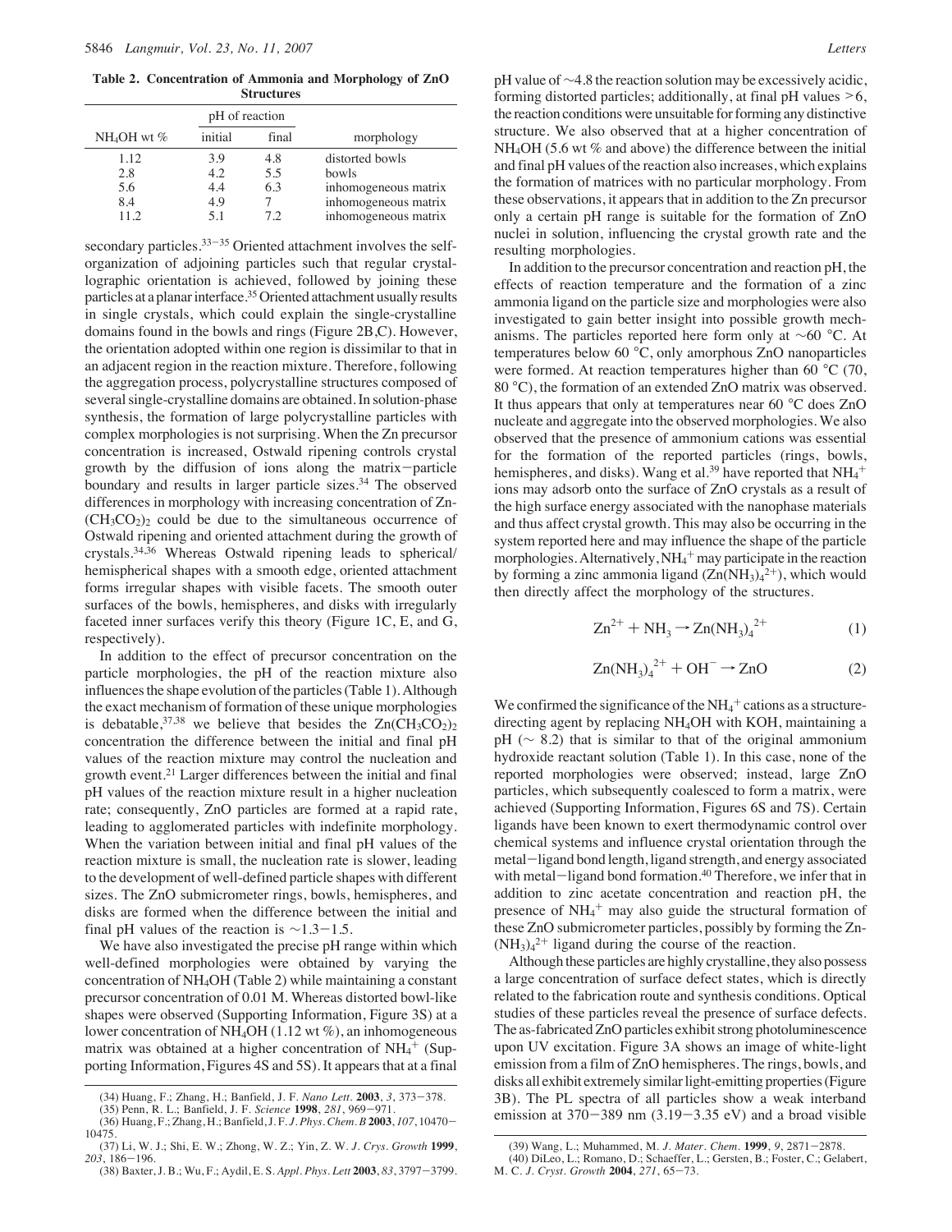**Table 2. Concentration of Ammonia and Morphology of ZnO Structures**

| $NH_4OH$ wt % | pH of reaction | | morphology |
|---|---|---|---|
| | initial | final | |
| 1.12 | 3.9 | 4.8 | distorted bowls |
| 2.8 | 4.2 | 5.5 | bowls |
| 5.6 | 4.4 | 6.3 | inhomogeneous matrix |
| 8.4 | 4.9 | 7 | inhomogeneous matrix |
| 11.2 | 5.1 | 7.2 | inhomogeneous matrix |

secondary particles.[33−35] Oriented attachment involves the self-organization of adjoining particles such that regular crystallographic orientation is achieved, followed by joining these particles at a planar interface.[35] Oriented attachment usually results in single crystals, which could explain the single-crystalline domains found in the bowls and rings (Figure 2B,C). However, the orientation adopted within one region is dissimilar to that in an adjacent region in the reaction mixture. Therefore, following the aggregation process, polycrystalline structures composed of several single-crystalline domains are obtained. In solution-phase synthesis, the formation of large polycrystalline particles with complex morphologies is not surprising. When the Zn precursor concentration is increased, Ostwald ripening controls crystal growth by the diffusion of ions along the matrix−particle boundary and results in larger particle sizes.[34] The observed differences in morphology with increasing concentration of $Zn(CH_3CO_2)_2$ could be due to the simultaneous occurrence of Ostwald ripening and oriented attachment during the growth of crystals.[34,36] Whereas Ostwald ripening leads to spherical/hemispherical shapes with a smooth edge, oriented attachment forms irregular shapes with visible facets. The smooth outer surfaces of the bowls, hemispheres, and disks with irregularly faceted inner surfaces verify this theory (Figure 1C, E, and G, respectively).

In addition to the effect of precursor concentration on the particle morphologies, the pH of the reaction mixture also influences the shape evolution of the particles (Table 1). Although the exact mechanism of formation of these unique morphologies is debatable,[37,38] we believe that besides the $Zn(CH_3CO_2)_2$ concentration the difference between the initial and final pH values of the reaction mixture may control the nucleation and growth event.[21] Larger differences between the initial and final pH values of the reaction mixture result in a higher nucleation rate; consequently, ZnO particles are formed at a rapid rate, leading to agglomerated particles with indefinite morphology. When the variation between initial and final pH values of the reaction mixture is small, the nucleation rate is slower, leading to the development of well-defined particle shapes with different sizes. The ZnO submicrometer rings, bowls, hemispheres, and disks are formed when the difference between the initial and final pH values of the reaction is ∼1.3−1.5.

We have also investigated the precise pH range within which well-defined morphologies were obtained by varying the concentration of $NH_4OH$ (Table 2) while maintaining a constant precursor concentration of 0.01 M. Whereas distorted bowl-like shapes were observed (Supporting Information, Figure 3S) at a lower concentration of $NH_4OH$ (1.12 wt %), an inhomogeneous matrix was obtained at a higher concentration of $NH_4^+$ (Supporting Information, Figures 4S and 5S). It appears that at a final pH value of ∼4.8 the reaction solution may be excessively acidic, forming distorted particles; additionally, at final pH values >6, the reaction conditions were unsuitable for forming any distinctive structure. We also observed that at a higher concentration of $NH_4OH$ (5.6 wt % and above) the difference between the initial and final pH values of the reaction also increases, which explains the formation of matrices with no particular morphology. From these observations, it appears that in addition to the Zn precursor only a certain pH range is suitable for the formation of ZnO nuclei in solution, influencing the crystal growth rate and the resulting morphologies.

In addition to the precursor concentration and reaction pH, the effects of reaction temperature and the formation of a zinc ammonia ligand on the particle size and morphologies were also investigated to gain better insight into possible growth mechanisms. The particles reported here form only at ∼60 °C. At temperatures below 60 °C, only amorphous ZnO nanoparticles were formed. At reaction temperatures higher than 60 °C (70, 80 °C), the formation of an extended ZnO matrix was observed. It thus appears that only at temperatures near 60 °C does ZnO nucleate and aggregate into the observed morphologies. We also observed that the presence of ammonium cations was essential for the formation of the reported particles (rings, bowls, hemispheres, and disks). Wang et al.[39] have reported that $NH_4^+$ ions may adsorb onto the surface of ZnO crystals as a result of the high surface energy associated with the nanophase materials and thus affect crystal growth. This may also be occurring in the system reported here and may influence the shape of the particle morphologies. Alternatively, $NH_4^+$ may participate in the reaction by forming a zinc ammonia ligand ($Zn(NH_3)_4^{2+}$), which would then directly affect the morphology of the structures.

$$Zn^{2+} + NH_3 \rightarrow Zn(NH_3)_4^{2+} \tag{1}$$

$$Zn(NH_3)_4^{2+} + OH^- \rightarrow ZnO \tag{2}$$

We confirmed the significance of the $NH_4^+$ cations as a structure-directing agent by replacing $NH_4OH$ with KOH, maintaining a pH (∼ 8.2) that is similar to that of the original ammonium hydroxide reactant solution (Table 1). In this case, none of the reported morphologies were observed; instead, large ZnO particles, which subsequently coalesced to form a matrix, were achieved (Supporting Information, Figures 6S and 7S). Certain ligands have been known to exert thermodynamic control over chemical systems and influence crystal orientation through the metal−ligand bond length, ligand strength, and energy associated with metal−ligand bond formation.[40] Therefore, we infer that in addition to zinc acetate concentration and reaction pH, the presence of $NH_4^+$ may also guide the structural formation of these ZnO submicrometer particles, possibly by forming the $Zn(NH_3)_4^{2+}$ ligand during the course of the reaction.

Although these particles are highly crystalline, they also possess a large concentration of surface defect states, which is directly related to the fabrication route and synthesis conditions. Optical studies of these particles reveal the presence of surface defects. The as-fabricated ZnO particles exhibit strong photoluminescence upon UV excitation. Figure 3A shows an image of white-light emission from a film of ZnO hemispheres. The rings, bowls, and disks all exhibit extremely similar light-emitting properties (Figure 3B). The PL spectra of all particles show a weak interband emission at 370−389 nm (3.19−3.35 eV) and a broad visible

(34) Huang, F.; Zhang, H.; Banfield, J. F. *Nano Lett.* **2003**, *3*, 373−378.
(35) Penn, R. L.; Banfield, J. F. *Science* **1998**, *281*, 969−971.
(36) Huang, F.; Zhang, H.; Banfield, J. F. *J. Phys. Chem. B* **2003**, *107*, 10470−10475.
(37) Li, W. J.; Shi, E. W.; Zhong, W. Z.; Yin, Z. W. *J. Crys. Growth* **1999**, *203*, 186−196.
(38) Baxter, J. B.; Wu, F.; Aydil, E. S. *Appl. Phys. Lett* **2003**, *83*, 3797−3799.
(39) Wang, L.; Muhammed, M. *J. Mater. Chem.* **1999**, *9*, 2871−2878.
(40) DiLeo, L.; Romano, D.; Schaeffer, L.; Gersten, B.; Foster, C.; Gelabert, M. C. *J. Cryst. Growth* **2004**, *271*, 65−73.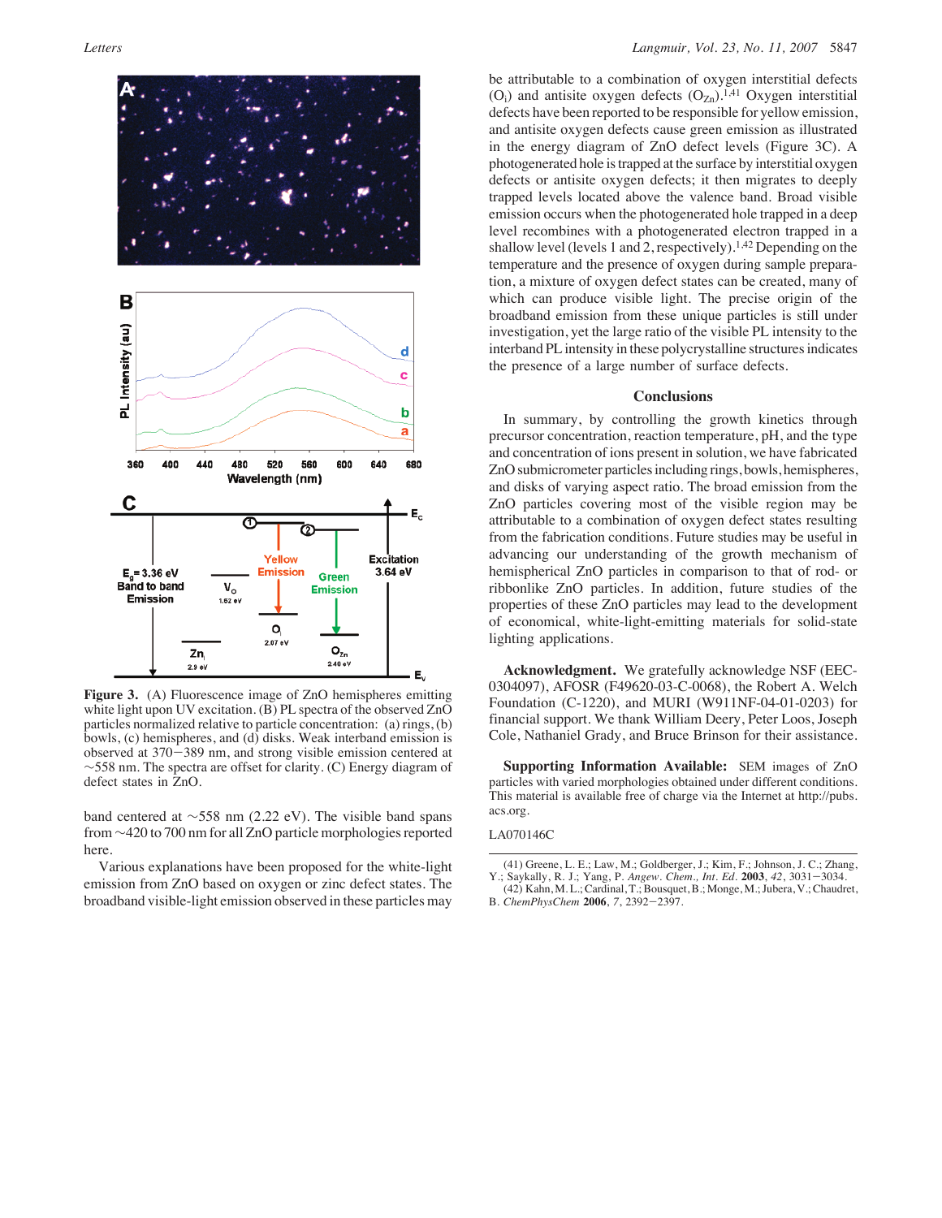**Figure 3.** (A) Fluorescence image of ZnO hemispheres emitting white light upon UV excitation. (B) PL spectra of the observed ZnO particles normalized relative to particle concentration: (a) rings, (b) bowls, (c) hemispheres, and (d) disks. Weak interband emission is observed at 370−389 nm, and strong visible emission centered at ~558 nm. The spectra are offset for clarity. (C) Energy diagram of defect states in ZnO.

band centered at ~558 nm (2.22 eV). The visible band spans from ~420 to 700 nm for all ZnO particle morphologies reported here.

Various explanations have been proposed for the white-light emission from ZnO based on oxygen or zinc defect states. The broadband visible-light emission observed in these particles may be attributable to a combination of oxygen interstitial defects ($O_i$) and antisite oxygen defects ($O_{Zn}$).[1,41] Oxygen interstitial defects have been reported to be responsible for yellow emission, and antisite oxygen defects cause green emission as illustrated in the energy diagram of ZnO defect levels (Figure 3C). A photogenerated hole is trapped at the surface by interstitial oxygen defects or antisite oxygen defects; it then migrates to deeply trapped levels located above the valence band. Broad visible emission occurs when the photogenerated hole trapped in a deep level recombines with a photogenerated electron trapped in a shallow level (levels 1 and 2, respectively).[1,42] Depending on the temperature and the presence of oxygen during sample preparation, a mixture of oxygen defect states can be created, many of which can produce visible light. The precise origin of the broadband emission from these unique particles is still under investigation, yet the large ratio of the visible PL intensity to the interband PL intensity in these polycrystalline structures indicates the presence of a large number of surface defects.

## Conclusions

In summary, by controlling the growth kinetics through precursor concentration, reaction temperature, pH, and the type and concentration of ions present in solution, we have fabricated ZnO submicrometer particles including rings, bowls, hemispheres, and disks of varying aspect ratio. The broad emission from the ZnO particles covering most of the visible region may be attributable to a combination of oxygen defect states resulting from the fabrication conditions. Future studies may be useful in advancing our understanding of the growth mechanism of hemispherical ZnO particles in comparison to that of rod- or ribbonlike ZnO particles. In addition, future studies of the properties of these ZnO particles may lead to the development of economical, white-light-emitting materials for solid-state lighting applications.

**Acknowledgment.** We gratefully acknowledge NSF (EEC-0304097), AFOSR (F49620-03-C-0068), the Robert A. Welch Foundation (C-1220), and MURI (W911NF-04-01-0203) for financial support. We thank William Deery, Peter Loos, Joseph Cole, Nathaniel Grady, and Bruce Brinson for their assistance.

**Supporting Information Available:** SEM images of ZnO particles with varied morphologies obtained under different conditions. This material is available free of charge via the Internet at http://pubs.acs.org.

LA070146C

(41) Greene, L. E.; Law, M.; Goldberger, J.; Kim, F.; Johnson, J. C.; Zhang, Y.; Saykally, R. J.; Yang, P. *Angew. Chem., Int. Ed.* **2003**, *42*, 3031−3034.

(42) Kahn, M. L.; Cardinal, T.; Bousquet, B.; Monge, M.; Jubera, V.; Chaudret, B. *ChemPhysChem* **2006**, *7*, 2392−2397.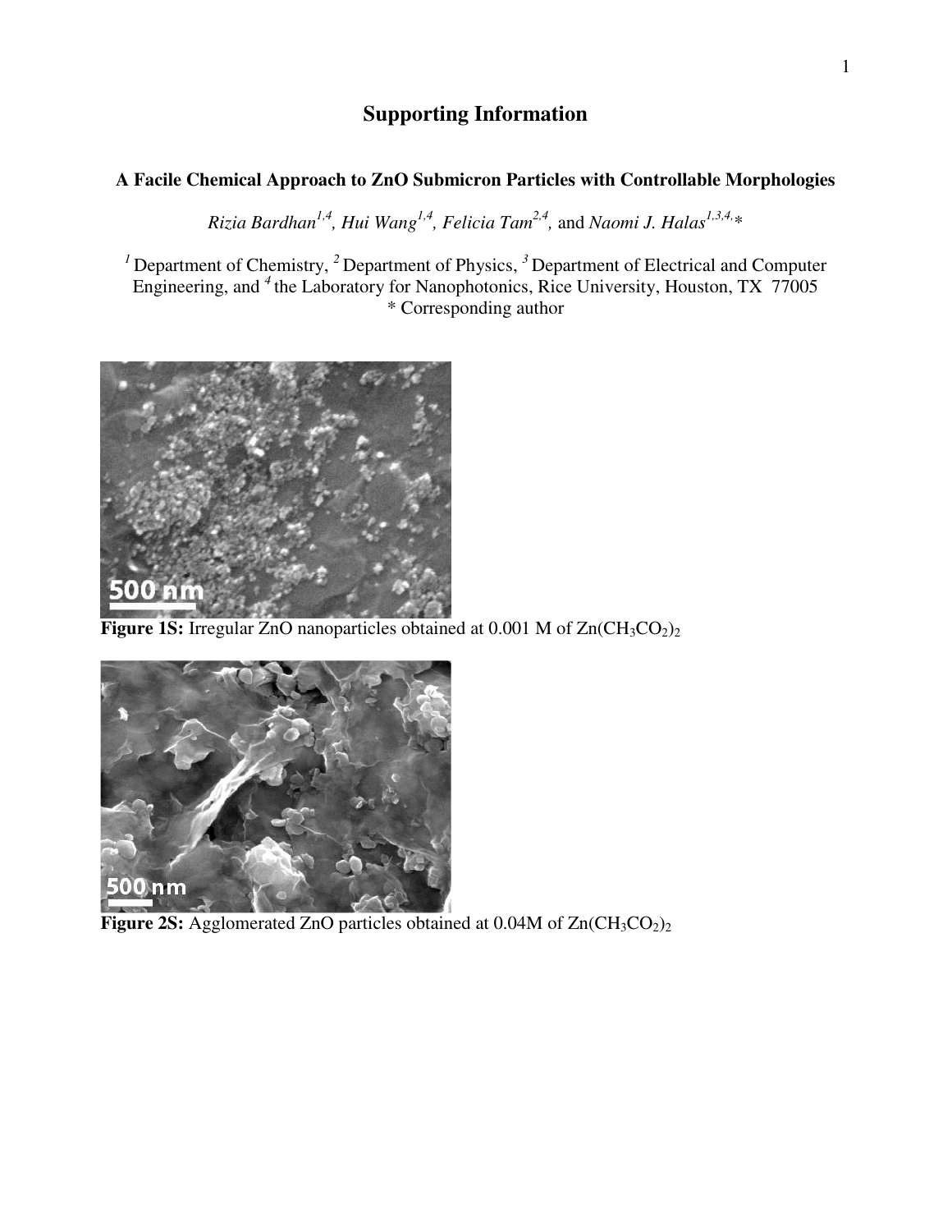# Supporting Information

### A Facile Chemical Approach to ZnO Submicron Particles with Controllable Morphologies

*Rizia Bardhan*[1,4], *Hui Wang*[1,4], *Felicia Tam*[2,4], and *Naomi J. Halas*[1,3,4,]*

[1] Department of Chemistry, [2] Department of Physics, [3] Department of Electrical and Computer Engineering, and [4] the Laboratory for Nanophotonics, Rice University, Houston, TX 77005
\* Corresponding author

**Figure 1S:** Irregular ZnO nanoparticles obtained at 0.001 M of $Zn(CH_3CO_2)_2$

**Figure 2S:** Agglomerated ZnO particles obtained at 0.04M of $Zn(CH_3CO_2)_2$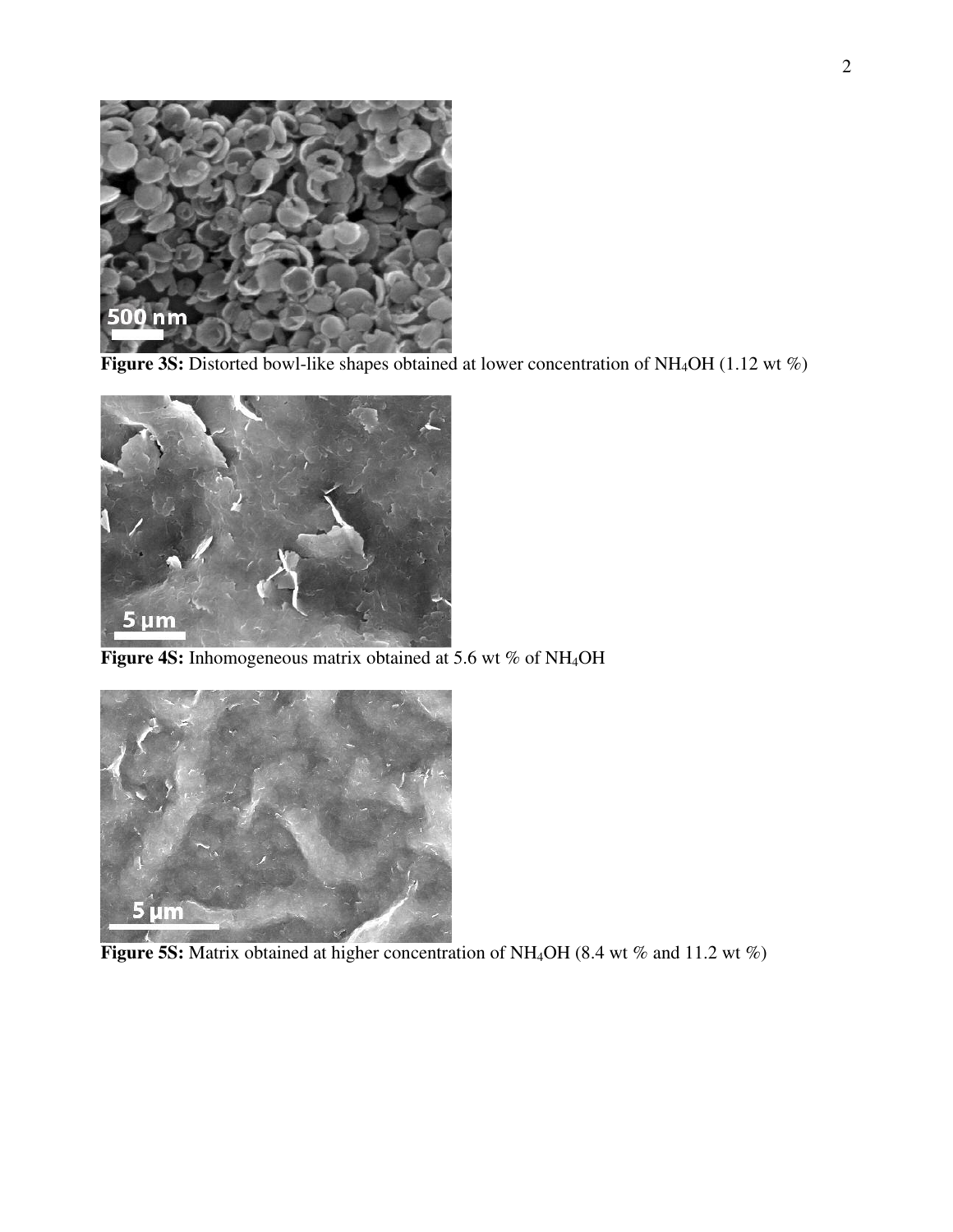**Figure 3S:** Distorted bowl-like shapes obtained at lower concentration of $NH_4OH$ (1.12 wt %)

**Figure 4S:** Inhomogeneous matrix obtained at 5.6 wt % of $NH_4OH$

**Figure 5S:** Matrix obtained at higher concentration of $NH_4OH$ (8.4 wt % and 11.2 wt %)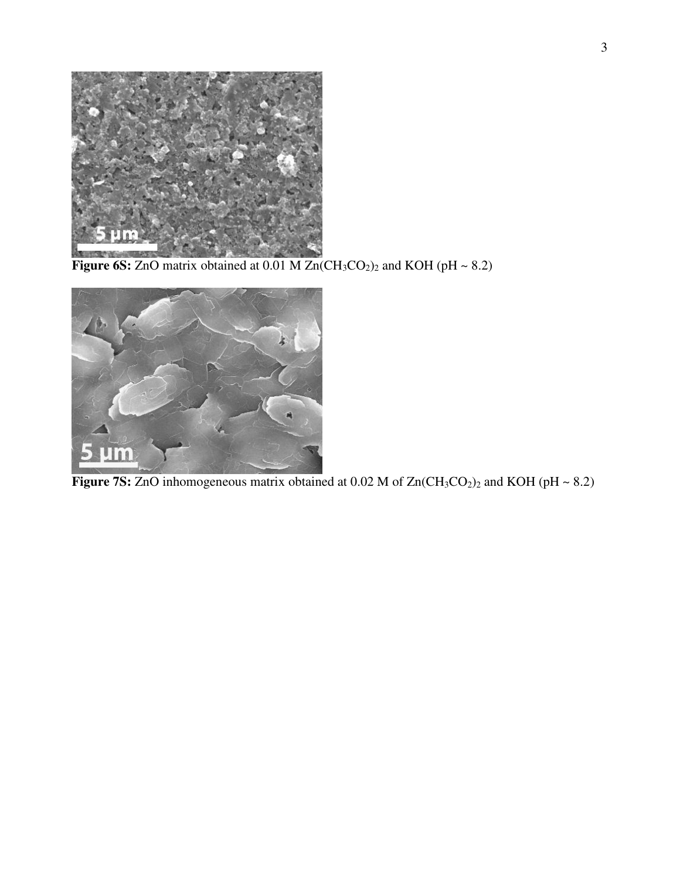5 μm

**Figure 6S:** ZnO matrix obtained at 0.01 M $Zn(CH_3CO_2)_2$ and KOH (pH ~ 8.2)

5 μm

**Figure 7S:** ZnO inhomogeneous matrix obtained at 0.02 M of $Zn(CH_3CO_2)_2$ and KOH (pH ~ 8.2)